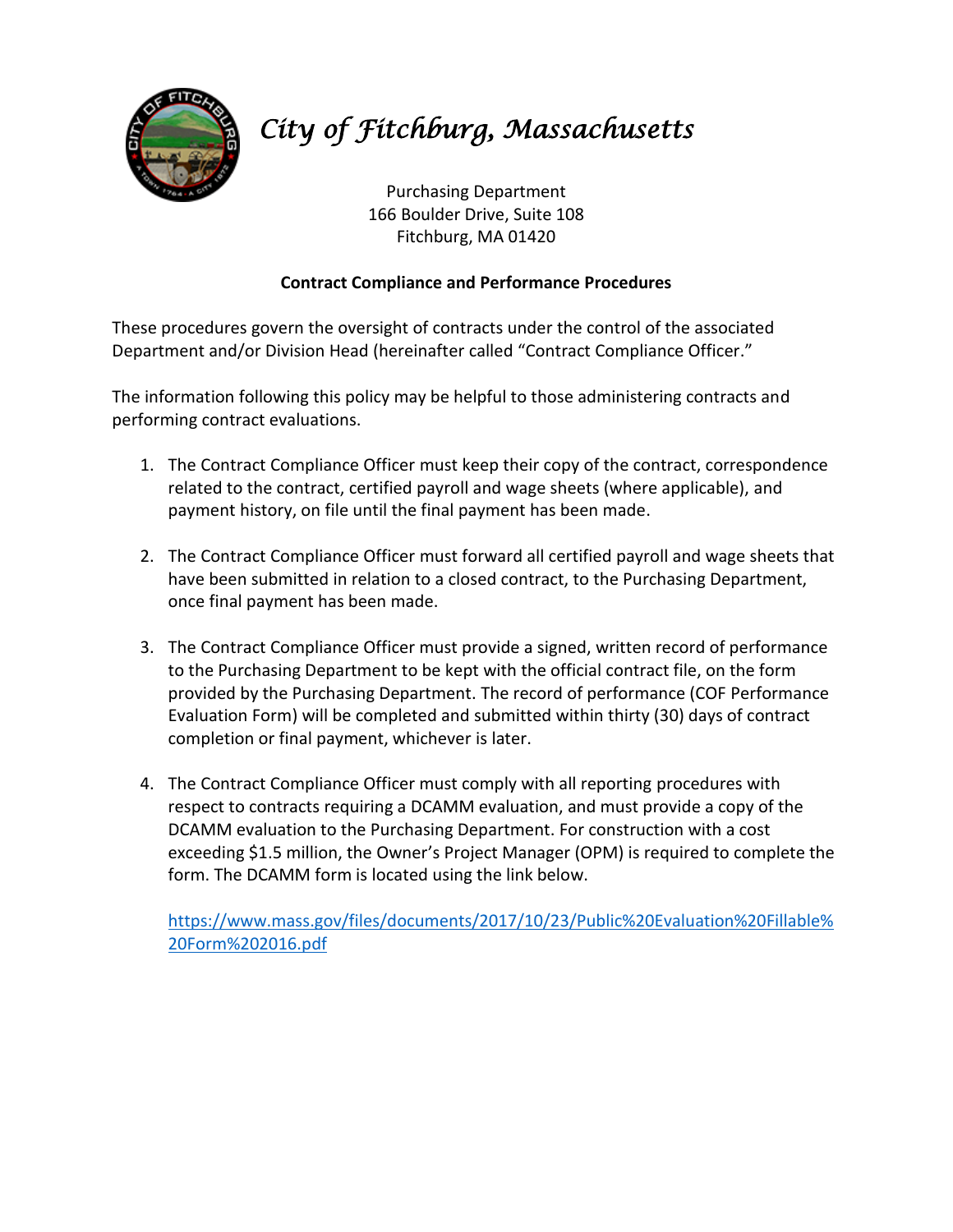# *City of Fitchburg, Massachusetts*

Purchasing Department
166 Boulder Drive, Suite 108
Fitchburg, MA 01420

**Contract Compliance and Performance Procedures**

These procedures govern the oversight of contracts under the control of the associated Department and/or Division Head (hereinafter called "Contract Compliance Officer."

The information following this policy may be helpful to those administering contracts and performing contract evaluations.

1. The Contract Compliance Officer must keep their copy of the contract, correspondence related to the contract, certified payroll and wage sheets (where applicable), and payment history, on file until the final payment has been made.

2. The Contract Compliance Officer must forward all certified payroll and wage sheets that have been submitted in relation to a closed contract, to the Purchasing Department, once final payment has been made.

3. The Contract Compliance Officer must provide a signed, written record of performance to the Purchasing Department to be kept with the official contract file, on the form provided by the Purchasing Department. The record of performance (COF Performance Evaluation Form) will be completed and submitted within thirty (30) days of contract completion or final payment, whichever is later.

4. The Contract Compliance Officer must comply with all reporting procedures with respect to contracts requiring a DCAMM evaluation, and must provide a copy of the DCAMM evaluation to the Purchasing Department. For construction with a cost exceeding $1.5 million, the Owner's Project Manager (OPM) is required to complete the form. The DCAMM form is located using the link below.

   https://www.mass.gov/files/documents/2017/10/23/Public%20Evaluation%20Fillable%20Form%202016.pdf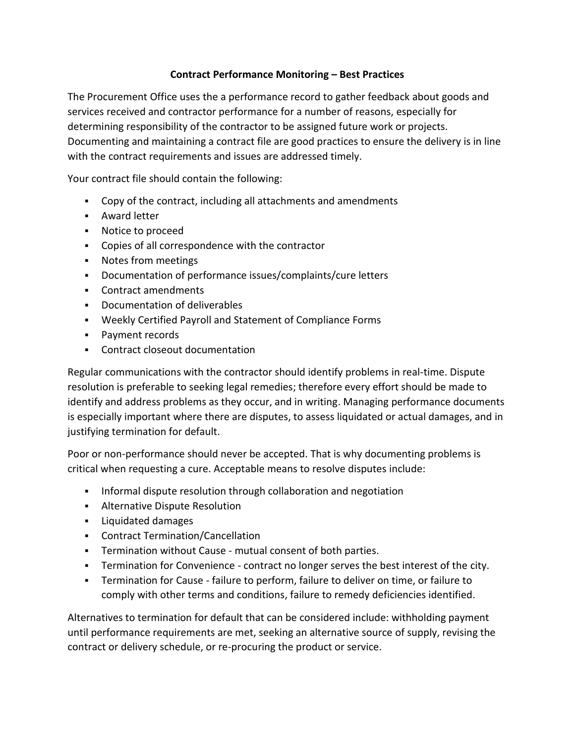**Contract Performance Monitoring – Best Practices**

The Procurement Office uses the a performance record to gather feedback about goods and services received and contractor performance for a number of reasons, especially for determining responsibility of the contractor to be assigned future work or projects. Documenting and maintaining a contract file are good practices to ensure the delivery is in line with the contract requirements and issues are addressed timely.

Your contract file should contain the following:

- Copy of the contract, including all attachments and amendments
- Award letter
- Notice to proceed
- Copies of all correspondence with the contractor
- Notes from meetings
- Documentation of performance issues/complaints/cure letters
- Contract amendments
- Documentation of deliverables
- Weekly Certified Payroll and Statement of Compliance Forms
- Payment records
- Contract closeout documentation

Regular communications with the contractor should identify problems in real-time. Dispute resolution is preferable to seeking legal remedies; therefore every effort should be made to identify and address problems as they occur, and in writing. Managing performance documents is especially important where there are disputes, to assess liquidated or actual damages, and in justifying termination for default.

Poor or non-performance should never be accepted. That is why documenting problems is critical when requesting a cure. Acceptable means to resolve disputes include:

- Informal dispute resolution through collaboration and negotiation
- Alternative Dispute Resolution
- Liquidated damages
- Contract Termination/Cancellation
- Termination without Cause - mutual consent of both parties.
- Termination for Convenience - contract no longer serves the best interest of the city.
- Termination for Cause - failure to perform, failure to deliver on time, or failure to comply with other terms and conditions, failure to remedy deficiencies identified.

Alternatives to termination for default that can be considered include: withholding payment until performance requirements are met, seeking an alternative source of supply, revising the contract or delivery schedule, or re-procuring the product or service.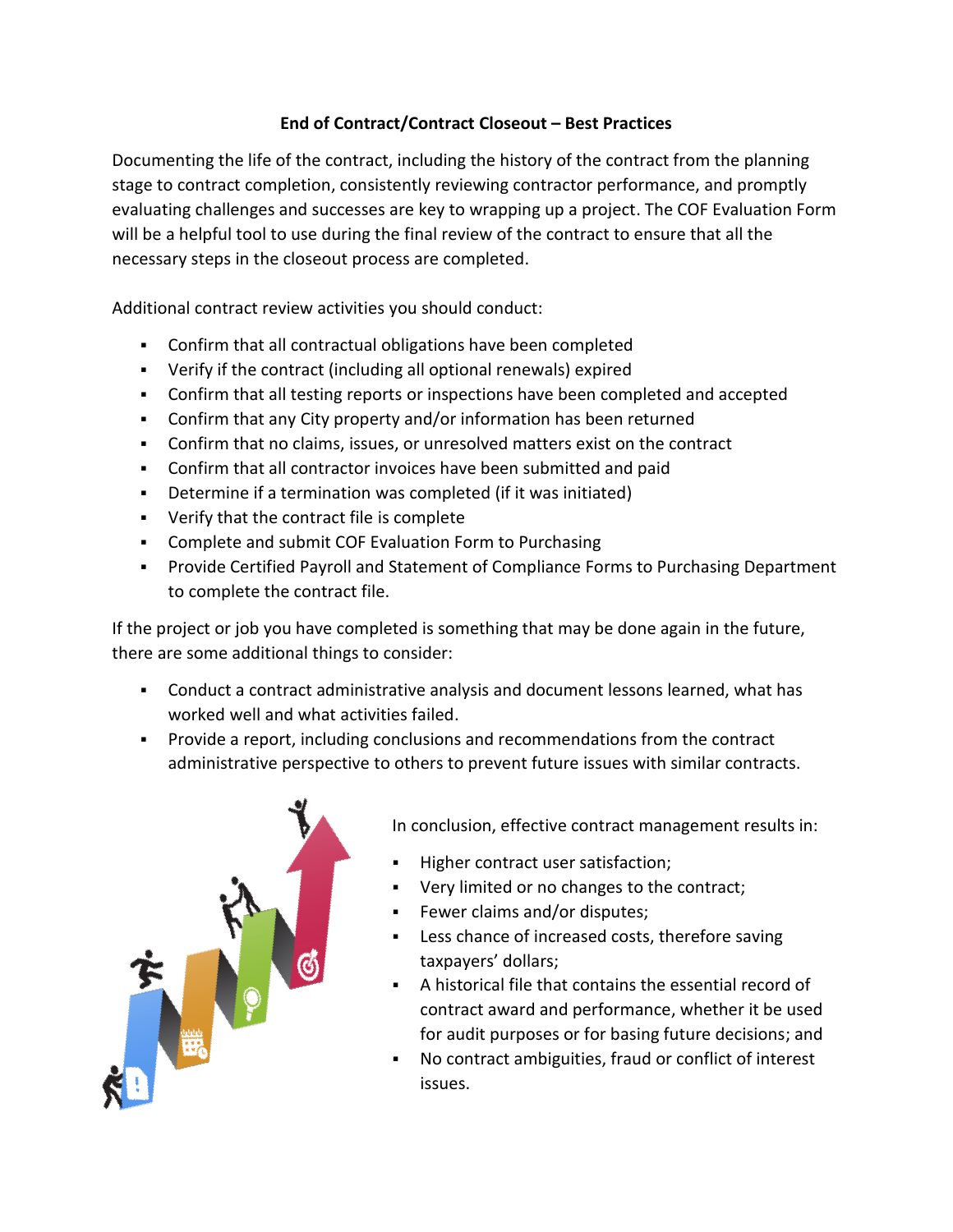**End of Contract/Contract Closeout – Best Practices**

Documenting the life of the contract, including the history of the contract from the planning stage to contract completion, consistently reviewing contractor performance, and promptly evaluating challenges and successes are key to wrapping up a project. The COF Evaluation Form will be a helpful tool to use during the final review of the contract to ensure that all the necessary steps in the closeout process are completed.

Additional contract review activities you should conduct:

- Confirm that all contractual obligations have been completed
- Verify if the contract (including all optional renewals) expired
- Confirm that all testing reports or inspections have been completed and accepted
- Confirm that any City property and/or information has been returned
- Confirm that no claims, issues, or unresolved matters exist on the contract
- Confirm that all contractor invoices have been submitted and paid
- Determine if a termination was completed (if it was initiated)
- Verify that the contract file is complete
- Complete and submit COF Evaluation Form to Purchasing
- Provide Certified Payroll and Statement of Compliance Forms to Purchasing Department to complete the contract file.

If the project or job you have completed is something that may be done again in the future, there are some additional things to consider:

- Conduct a contract administrative analysis and document lessons learned, what has worked well and what activities failed.
- Provide a report, including conclusions and recommendations from the contract administrative perspective to others to prevent future issues with similar contracts.

In conclusion, effective contract management results in:

- Higher contract user satisfaction;
- Very limited or no changes to the contract;
- Fewer claims and/or disputes;
- Less chance of increased costs, therefore saving taxpayers' dollars;
- A historical file that contains the essential record of contract award and performance, whether it be used for audit purposes or for basing future decisions; and
- No contract ambiguities, fraud or conflict of interest issues.